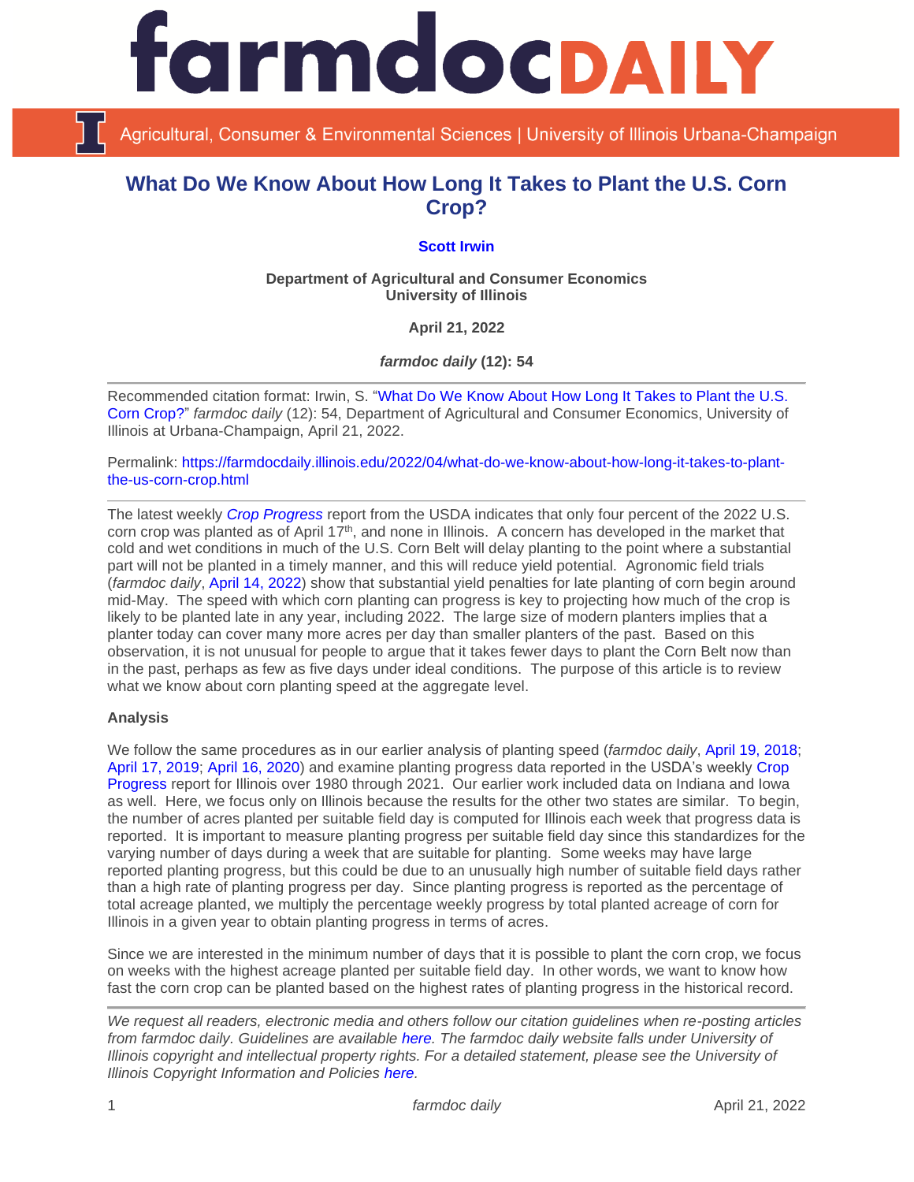# What Do We Know About How Long It Takes to Plant the U.S. Corn Crop?

**Scott Irwin**

**Department of Agricultural and Consumer Economics**
**University of Illinois**

**April 21, 2022**

***farmdoc daily* (12): 54**

Recommended citation format: Irwin, S. "What Do We Know About How Long It Takes to Plant the U.S. Corn Crop?" *farmdoc daily* (12): 54, Department of Agricultural and Consumer Economics, University of Illinois at Urbana-Champaign, April 21, 2022.

Permalink: https://farmdocdaily.illinois.edu/2022/04/what-do-we-know-about-how-long-it-takes-to-plant-the-us-corn-crop.html

The latest weekly *Crop Progress* report from the USDA indicates that only four percent of the 2022 U.S. corn crop was planted as of April 17th, and none in Illinois. A concern has developed in the market that cold and wet conditions in much of the U.S. Corn Belt will delay planting to the point where a substantial part will not be planted in a timely manner, and this will reduce yield potential. Agronomic field trials (*farmdoc daily*, April 14, 2022) show that substantial yield penalties for late planting of corn begin around mid-May. The speed with which corn planting can progress is key to projecting how much of the crop is likely to be planted late in any year, including 2022. The large size of modern planters implies that a planter today can cover many more acres per day than smaller planters of the past. Based on this observation, it is not unusual for people to argue that it takes fewer days to plant the Corn Belt now than in the past, perhaps as few as five days under ideal conditions. The purpose of this article is to review what we know about corn planting speed at the aggregate level.

**Analysis**

We follow the same procedures as in our earlier analysis of planting speed (*farmdoc daily*, April 19, 2018; April 17, 2019; April 16, 2020) and examine planting progress data reported in the USDA's weekly Crop Progress report for Illinois over 1980 through 2021. Our earlier work included data on Indiana and Iowa as well. Here, we focus only on Illinois because the results for the other two states are similar. To begin, the number of acres planted per suitable field day is computed for Illinois each week that progress data is reported. It is important to measure planting progress per suitable field day since this standardizes for the varying number of days during a week that are suitable for planting. Some weeks may have large reported planting progress, but this could be due to an unusually high number of suitable field days rather than a high rate of planting progress per day. Since planting progress is reported as the percentage of total acreage planted, we multiply the percentage weekly progress by total planted acreage of corn for Illinois in a given year to obtain planting progress in terms of acres.

Since we are interested in the minimum number of days that it is possible to plant the corn crop, we focus on weeks with the highest acreage planted per suitable field day. In other words, we want to know how fast the corn crop can be planted based on the highest rates of planting progress in the historical record.

*We request all readers, electronic media and others follow our citation guidelines when re-posting articles from farmdoc daily. Guidelines are available here. The farmdoc daily website falls under University of Illinois copyright and intellectual property rights. For a detailed statement, please see the University of Illinois Copyright Information and Policies here.*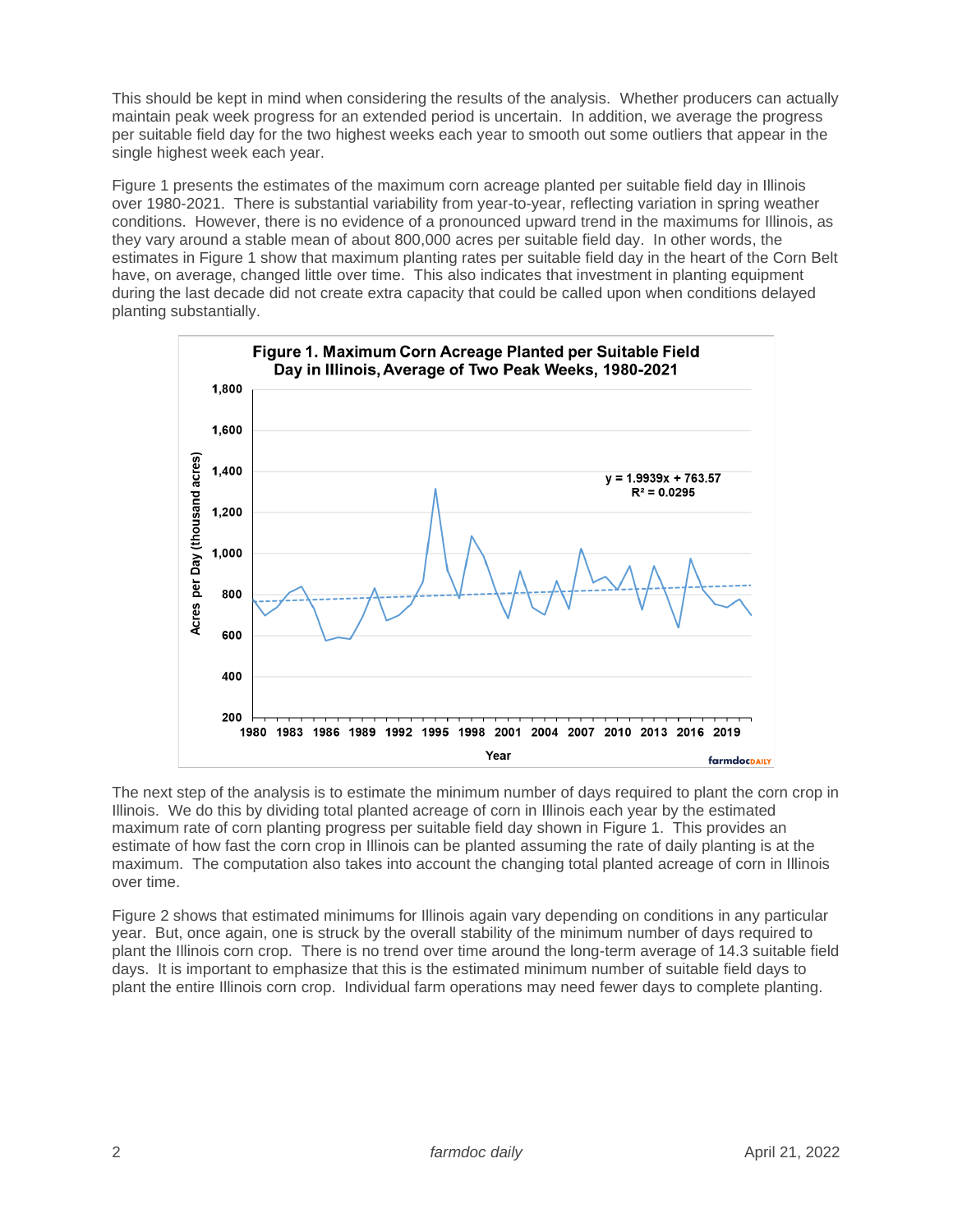This should be kept in mind when considering the results of the analysis. Whether producers can actually maintain peak week progress for an extended period is uncertain. In addition, we average the progress per suitable field day for the two highest weeks each year to smooth out some outliers that appear in the single highest week each year.

Figure 1 presents the estimates of the maximum corn acreage planted per suitable field day in Illinois over 1980-2021. There is substantial variability from year-to-year, reflecting variation in spring weather conditions. However, there is no evidence of a pronounced upward trend in the maximums for Illinois, as they vary around a stable mean of about 800,000 acres per suitable field day. In other words, the estimates in Figure 1 show that maximum planting rates per suitable field day in the heart of the Corn Belt have, on average, changed little over time. This also indicates that investment in planting equipment during the last decade did not create extra capacity that could be called upon when conditions delayed planting substantially.

**Figure 1. Maximum Corn Acreage Planted per Suitable Field Day in Illinois, Average of Two Peak Weeks, 1980-2021**

$y = 1.9939x + 763.57$
$R^2 = 0.0295$

The next step of the analysis is to estimate the minimum number of days required to plant the corn crop in Illinois. We do this by dividing total planted acreage of corn in Illinois each year by the estimated maximum rate of corn planting progress per suitable field day shown in Figure 1. This provides an estimate of how fast the corn crop in Illinois can be planted assuming the rate of daily planting is at the maximum. The computation also takes into account the changing total planted acreage of corn in Illinois over time.

Figure 2 shows that estimated minimums for Illinois again vary depending on conditions in any particular year. But, once again, one is struck by the overall stability of the minimum number of days required to plant the Illinois corn crop. There is no trend over time around the long-term average of 14.3 suitable field days. It is important to emphasize that this is the estimated minimum number of suitable field days to plant the entire Illinois corn crop. Individual farm operations may need fewer days to complete planting.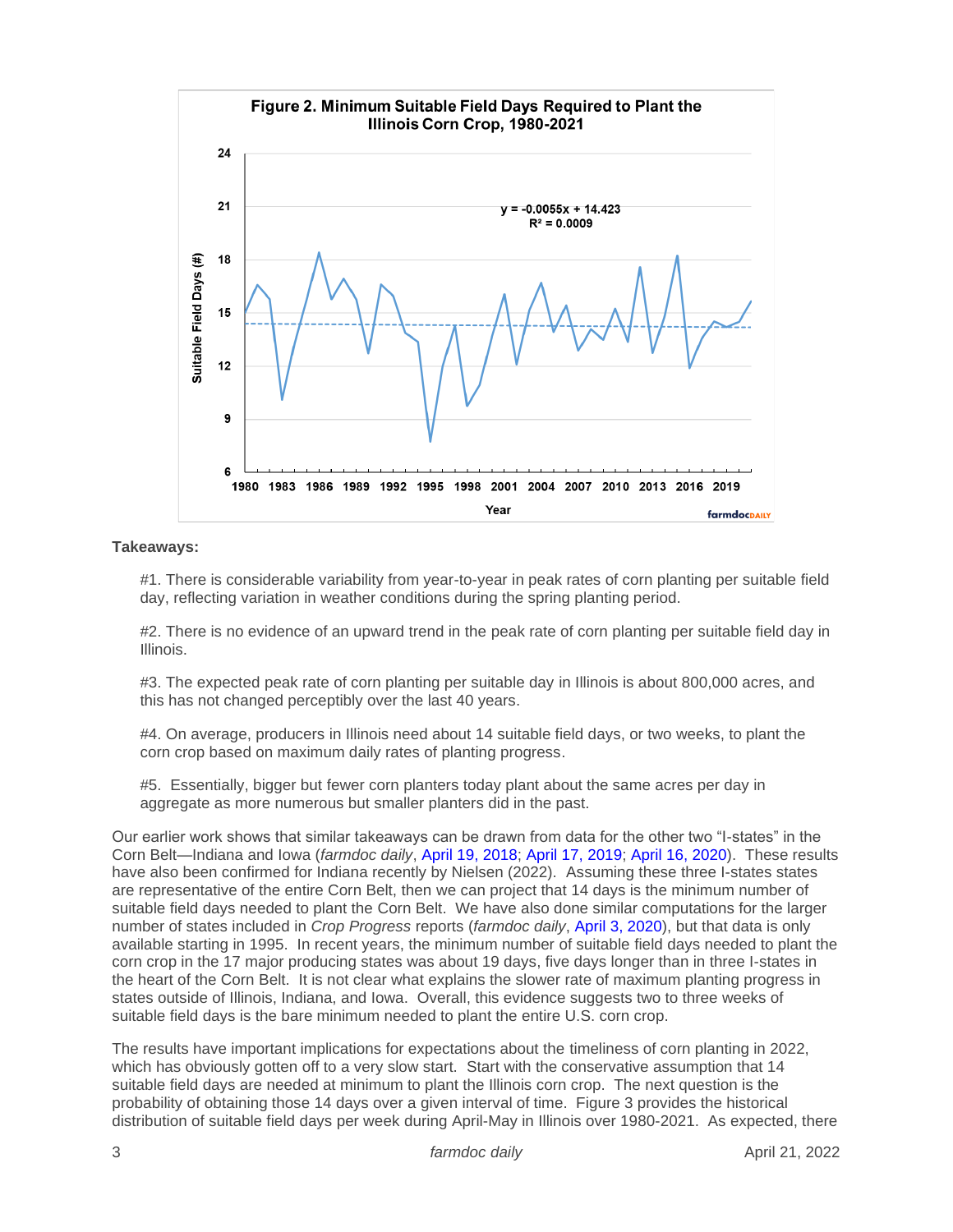**Figure 2. Minimum Suitable Field Days Required to Plant the Illinois Corn Crop, 1980-2021**

**Takeaways:**

#1. There is considerable variability from year-to-year in peak rates of corn planting per suitable field day, reflecting variation in weather conditions during the spring planting period.

#2. There is no evidence of an upward trend in the peak rate of corn planting per suitable field day in Illinois.

#3. The expected peak rate of corn planting per suitable day in Illinois is about 800,000 acres, and this has not changed perceptibly over the last 40 years.

#4. On average, producers in Illinois need about 14 suitable field days, or two weeks, to plant the corn crop based on maximum daily rates of planting progress.

#5. Essentially, bigger but fewer corn planters today plant about the same acres per day in aggregate as more numerous but smaller planters did in the past.

Our earlier work shows that similar takeaways can be drawn from data for the other two "I-states" in the Corn Belt—Indiana and Iowa (*farmdoc daily*, April 19, 2018; April 17, 2019; April 16, 2020). These results have also been confirmed for Indiana recently by Nielsen (2022). Assuming these three I-states states are representative of the entire Corn Belt, then we can project that 14 days is the minimum number of suitable field days needed to plant the Corn Belt. We have also done similar computations for the larger number of states included in *Crop Progress* reports (*farmdoc daily*, April 3, 2020), but that data is only available starting in 1995. In recent years, the minimum number of suitable field days needed to plant the corn crop in the 17 major producing states was about 19 days, five days longer than in three I-states in the heart of the Corn Belt. It is not clear what explains the slower rate of maximum planting progress in states outside of Illinois, Indiana, and Iowa. Overall, this evidence suggests two to three weeks of suitable field days is the bare minimum needed to plant the entire U.S. corn crop.

The results have important implications for expectations about the timeliness of corn planting in 2022, which has obviously gotten off to a very slow start. Start with the conservative assumption that 14 suitable field days are needed at minimum to plant the Illinois corn crop. The next question is the probability of obtaining those 14 days over a given interval of time. Figure 3 provides the historical distribution of suitable field days per week during April-May in Illinois over 1980-2021. As expected, there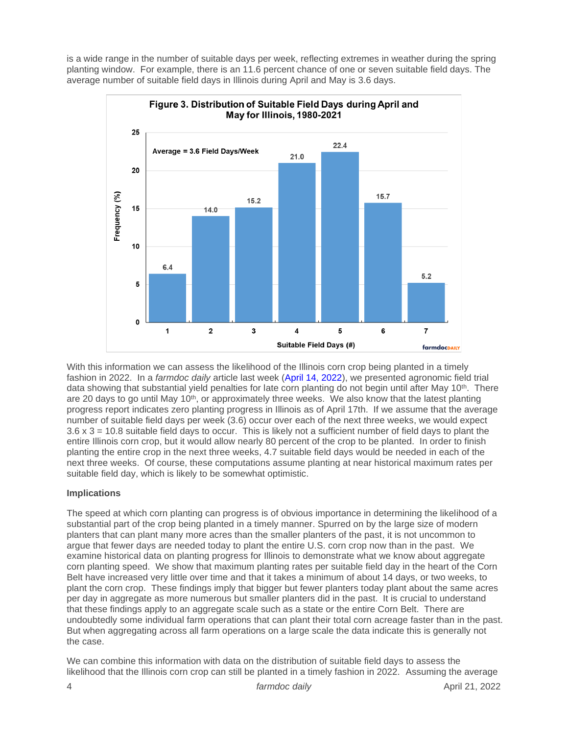is a wide range in the number of suitable days per week, reflecting extremes in weather during the spring planting window. For example, there is an 11.6 percent chance of one or seven suitable field days. The average number of suitable field days in Illinois during April and May is 3.6 days.

**Figure 3. Distribution of Suitable Field Days during April and May for Illinois, 1980-2021**

Average = 3.6 Field Days/Week

| Suitable Field Days (#) | Frequency (%) |
|---|---|
| 1 | 6.4 |
| 2 | 14.0 |
| 3 | 15.2 |
| 4 | 21.0 |
| 5 | 22.4 |
| 6 | 15.7 |
| 7 | 5.2 |

With this information we can assess the likelihood of the Illinois corn crop being planted in a timely fashion in 2022. In a *farmdoc daily* article last week (April 14, 2022), we presented agronomic field trial data showing that substantial yield penalties for late corn planting do not begin until after May 10th. There are 20 days to go until May 10th, or approximately three weeks. We also know that the latest planting progress report indicates zero planting progress in Illinois as of April 17th. If we assume that the average number of suitable field days per week (3.6) occur over each of the next three weeks, we would expect 3.6 x 3 = 10.8 suitable field days to occur. This is likely not a sufficient number of field days to plant the entire Illinois corn crop, but it would allow nearly 80 percent of the crop to be planted. In order to finish planting the entire crop in the next three weeks, 4.7 suitable field days would be needed in each of the next three weeks. Of course, these computations assume planting at near historical maximum rates per suitable field day, which is likely to be somewhat optimistic.

### Implications

The speed at which corn planting can progress is of obvious importance in determining the likelihood of a substantial part of the crop being planted in a timely manner. Spurred on by the large size of modern planters that can plant many more acres than the smaller planters of the past, it is not uncommon to argue that fewer days are needed today to plant the entire U.S. corn crop now than in the past. We examine historical data on planting progress for Illinois to demonstrate what we know about aggregate corn planting speed. We show that maximum planting rates per suitable field day in the heart of the Corn Belt have increased very little over time and that it takes a minimum of about 14 days, or two weeks, to plant the corn crop. These findings imply that bigger but fewer planters today plant about the same acres per day in aggregate as more numerous but smaller planters did in the past. It is crucial to understand that these findings apply to an aggregate scale such as a state or the entire Corn Belt. There are undoubtedly some individual farm operations that can plant their total corn acreage faster than in the past. But when aggregating across all farm operations on a large scale the data indicate this is generally not the case.

We can combine this information with data on the distribution of suitable field days to assess the likelihood that the Illinois corn crop can still be planted in a timely fashion in 2022. Assuming the average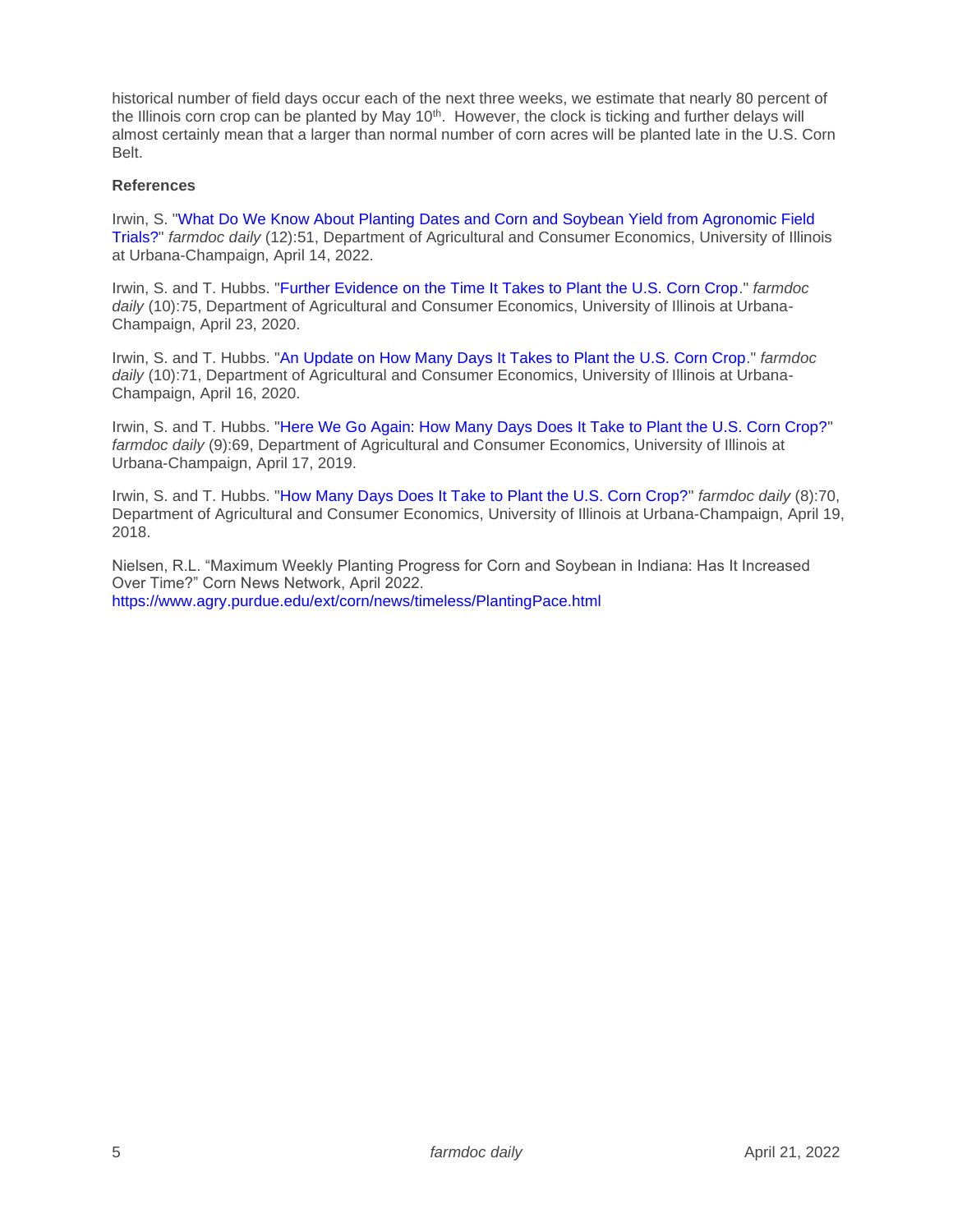historical number of field days occur each of the next three weeks, we estimate that nearly 80 percent of the Illinois corn crop can be planted by May 10th. However, the clock is ticking and further delays will almost certainly mean that a larger than normal number of corn acres will be planted late in the U.S. Corn Belt.

**References**

Irwin, S. "What Do We Know About Planting Dates and Corn and Soybean Yield from Agronomic Field Trials?" *farmdoc daily* (12):51, Department of Agricultural and Consumer Economics, University of Illinois at Urbana-Champaign, April 14, 2022.

Irwin, S. and T. Hubbs. "Further Evidence on the Time It Takes to Plant the U.S. Corn Crop." *farmdoc daily* (10):75, Department of Agricultural and Consumer Economics, University of Illinois at Urbana-Champaign, April 23, 2020.

Irwin, S. and T. Hubbs. "An Update on How Many Days It Takes to Plant the U.S. Corn Crop." *farmdoc daily* (10):71, Department of Agricultural and Consumer Economics, University of Illinois at Urbana-Champaign, April 16, 2020.

Irwin, S. and T. Hubbs. "Here We Go Again: How Many Days Does It Take to Plant the U.S. Corn Crop?" *farmdoc daily* (9):69, Department of Agricultural and Consumer Economics, University of Illinois at Urbana-Champaign, April 17, 2019.

Irwin, S. and T. Hubbs. "How Many Days Does It Take to Plant the U.S. Corn Crop?" *farmdoc daily* (8):70, Department of Agricultural and Consumer Economics, University of Illinois at Urbana-Champaign, April 19, 2018.

Nielsen, R.L. "Maximum Weekly Planting Progress for Corn and Soybean in Indiana: Has It Increased Over Time?" Corn News Network, April 2022.
https://www.agry.purdue.edu/ext/corn/news/timeless/PlantingPace.html